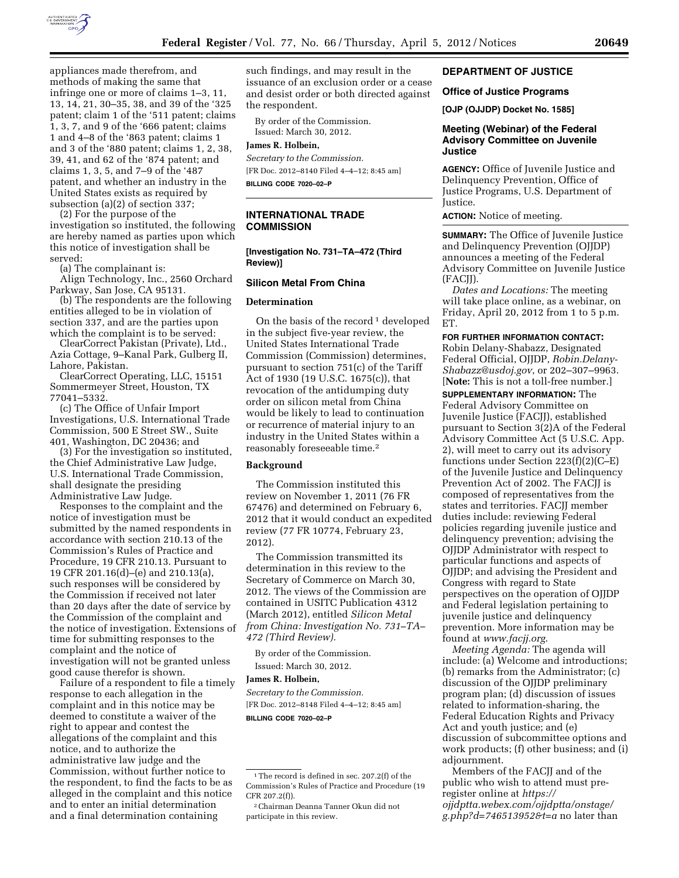appliances made therefrom, and methods of making the same that infringe one or more of claims 1–3, 11, 13, 14, 21, 30–35, 38, and 39 of the '325 patent; claim 1 of the '511 patent; claims 1, 3, 7, and 9 of the '666 patent; claims 1 and 4–8 of the '863 patent; claims 1 and 3 of the '880 patent; claims 1, 2, 38, 39, 41, and 62 of the '874 patent; and claims 1, 3, 5, and 7–9 of the '487 patent, and whether an industry in the United States exists as required by subsection (a)(2) of section 337;

(2) For the purpose of the investigation so instituted, the following are hereby named as parties upon which this notice of investigation shall be served:

(a) The complainant is:

Align Technology, Inc., 2560 Orchard Parkway, San Jose, CA 95131.

(b) The respondents are the following entities alleged to be in violation of section 337, and are the parties upon which the complaint is to be served:

ClearCorrect Pakistan (Private), Ltd., Azia Cottage, 9–Kanal Park, Gulberg II, Lahore, Pakistan.

ClearCorrect Operating, LLC, 15151 Sommermeyer Street, Houston, TX 77041–5332.

(c) The Office of Unfair Import Investigations, U.S. International Trade Commission, 500 E Street SW., Suite 401, Washington, DC 20436; and

(3) For the investigation so instituted, the Chief Administrative Law Judge, U.S. International Trade Commission, shall designate the presiding Administrative Law Judge.

Responses to the complaint and the notice of investigation must be submitted by the named respondents in accordance with section 210.13 of the Commission's Rules of Practice and Procedure, 19 CFR 210.13. Pursuant to 19 CFR 201.16(d)–(e) and 210.13(a), such responses will be considered by the Commission if received not later than 20 days after the date of service by the Commission of the complaint and the notice of investigation. Extensions of time for submitting responses to the complaint and the notice of investigation will not be granted unless good cause therefor is shown.

Failure of a respondent to file a timely response to each allegation in the complaint and in this notice may be deemed to constitute a waiver of the right to appear and contest the allegations of the complaint and this notice, and to authorize the administrative law judge and the Commission, without further notice to the respondent, to find the facts to be as alleged in the complaint and this notice and to enter an initial determination and a final determination containing such findings, and may result in the issuance of an exclusion order or a cease and desist order or both directed against the respondent.

By order of the Commission.

Issued: March 30, 2012.

**James R. Holbein,**

*Secretary to the Commission.*

[FR Doc. 2012–8140 Filed 4–4–12; 8:45 am]

**BILLING CODE 7020–02–P**

## INTERNATIONAL TRADE COMMISSION

**[Investigation No. 731–TA–472 (Third Review)]**

### Silicon Metal From China

#### Determination

On the basis of the record[1] developed in the subject five-year review, the United States International Trade Commission (Commission) determines, pursuant to section 751(c) of the Tariff Act of 1930 (19 U.S.C. 1675(c)), that revocation of the antidumping duty order on silicon metal from China would be likely to lead to continuation or recurrence of material injury to an industry in the United States within a reasonably foreseeable time.[2]

#### Background

The Commission instituted this review on November 1, 2011 (76 FR 67476) and determined on February 6, 2012 that it would conduct an expedited review (77 FR 10774, February 23, 2012).

The Commission transmitted its determination in this review to the Secretary of Commerce on March 30, 2012. The views of the Commission are contained in USITC Publication 4312 (March 2012), entitled *Silicon Metal from China: Investigation No. 731–TA–472 (Third Review).*

By order of the Commission.

Issued: March 30, 2012.

**James R. Holbein,**

*Secretary to the Commission.*

[FR Doc. 2012–8148 Filed 4–4–12; 8:45 am]

**BILLING CODE 7020–02–P**

[1] The record is defined in sec. 207.2(f) of the Commission's Rules of Practice and Procedure (19 CFR 207.2(f)).

[2] Chairman Deanna Tanner Okun did not participate in this review.

## DEPARTMENT OF JUSTICE

### Office of Justice Programs

**[OJP (OJJDP) Docket No. 1585]**

### Meeting (Webinar) of the Federal Advisory Committee on Juvenile Justice

**AGENCY:** Office of Juvenile Justice and Delinquency Prevention, Office of Justice Programs, U.S. Department of Justice.

**ACTION:** Notice of meeting.

**SUMMARY:** The Office of Juvenile Justice and Delinquency Prevention (OJJDP) announces a meeting of the Federal Advisory Committee on Juvenile Justice (FACJJ).

*Dates and Locations:* The meeting will take place online, as a webinar, on Friday, April 20, 2012 from 1 to 5 p.m. ET.

**FOR FURTHER INFORMATION CONTACT:** Robin Delany-Shabazz, Designated Federal Official, OJJDP, *Robin.Delany-Shabazz@usdoj.gov*, or 202–307–9963. [**Note:** This is not a toll-free number.]

**SUPPLEMENTARY INFORMATION:** The Federal Advisory Committee on Juvenile Justice (FACJJ), established pursuant to Section 3(2)A of the Federal Advisory Committee Act (5 U.S.C. App. 2), will meet to carry out its advisory functions under Section 223(f)(2)(C–E) of the Juvenile Justice and Delinquency Prevention Act of 2002. The FACJJ is composed of representatives from the states and territories. FACJJ member duties include: reviewing Federal policies regarding juvenile justice and delinquency prevention; advising the OJJDP Administrator with respect to particular functions and aspects of OJJDP; and advising the President and Congress with regard to State perspectives on the operation of OJJDP and Federal legislation pertaining to juvenile justice and delinquency prevention. More information may be found at *www.facjj.org.*

*Meeting Agenda:* The agenda will include: (a) Welcome and introductions; (b) remarks from the Administrator; (c) discussion of the OJJDP preliminary program plan; (d) discussion of issues related to information-sharing, the Federal Education Rights and Privacy Act and youth justice; and (e) discussion of subcommittee options and work products; (f) other business; and (i) adjournment.

Members of the FACJJ and of the public who wish to attend must pre-register online at *https://ojjdptta.webex.com/ojjdptta/onstage/g.php?d=746513952&t=a* no later than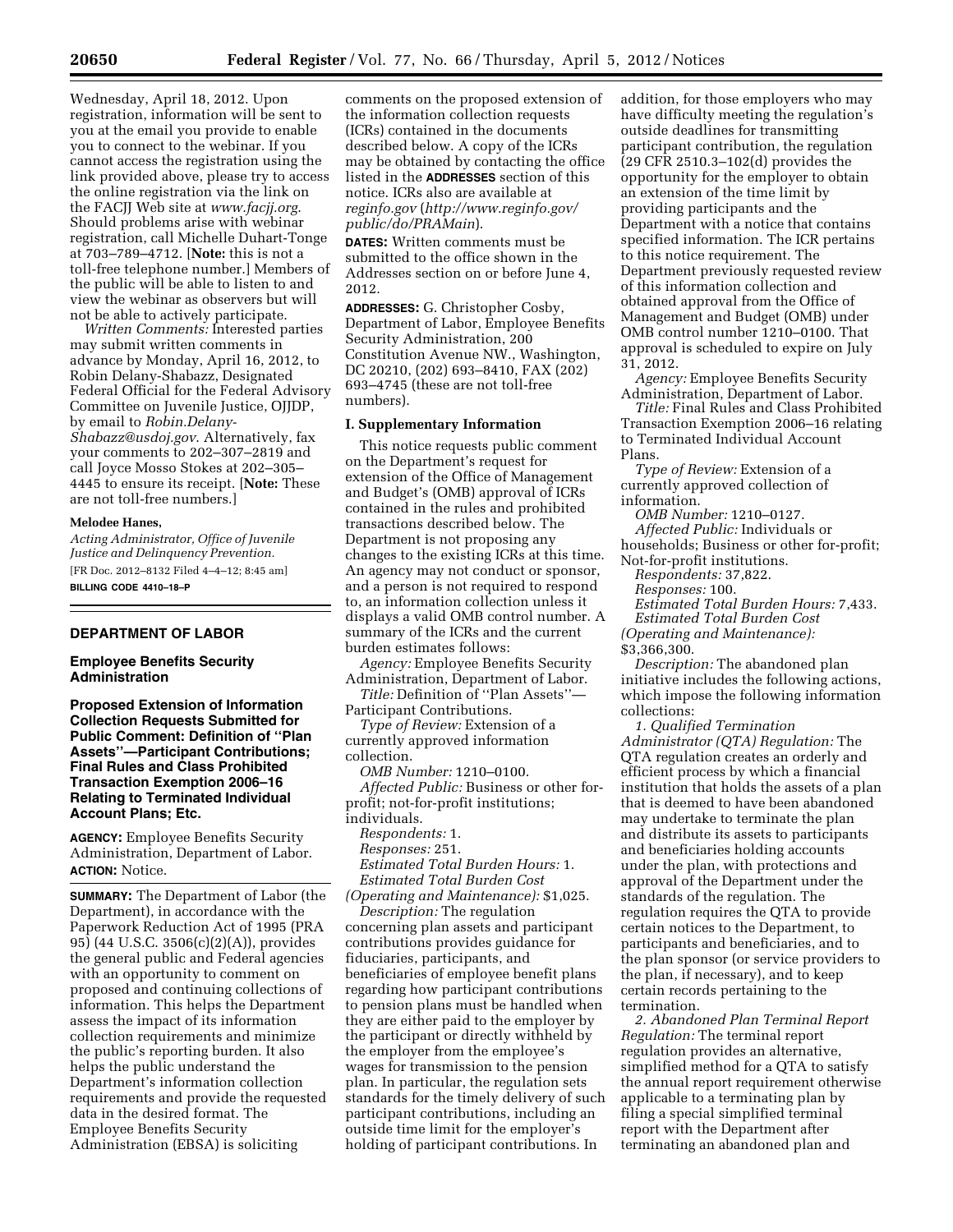Wednesday, April 18, 2012. Upon registration, information will be sent to you at the email you provide to enable you to connect to the webinar. If you cannot access the registration using the link provided above, please try to access the online registration via the link on the FACJJ Web site at *www.facjj.org*. Should problems arise with webinar registration, call Michelle Duhart-Tonge at 703–789–4712. [**Note:** this is not a toll-free telephone number.] Members of the public will be able to listen to and view the webinar as observers but will not be able to actively participate.

*Written Comments:* Interested parties may submit written comments in advance by Monday, April 16, 2012, to Robin Delany-Shabazz, Designated Federal Official for the Federal Advisory Committee on Juvenile Justice, OJJDP, by email to *Robin.Delany-Shabazz@usdoj.gov*. Alternatively, fax your comments to 202–307–2819 and call Joyce Mosso Stokes at 202–305–4445 to ensure its receipt. [**Note:** These are not toll-free numbers.]

**Melodee Hanes,**

*Acting Administrator, Office of Juvenile Justice and Delinquency Prevention.*

[FR Doc. 2012–8132 Filed 4–4–12; 8:45 am]

**BILLING CODE 4410–18–P**

## DEPARTMENT OF LABOR

### Employee Benefits Security Administration

### Proposed Extension of Information Collection Requests Submitted for Public Comment: Definition of ''Plan Assets''—Participant Contributions; Final Rules and Class Prohibited Transaction Exemption 2006–16 Relating to Terminated Individual Account Plans; Etc.

**AGENCY:** Employee Benefits Security Administration, Department of Labor.

**ACTION:** Notice.

**SUMMARY:** The Department of Labor (the Department), in accordance with the Paperwork Reduction Act of 1995 (PRA 95) (44 U.S.C. 3506(c)(2)(A)), provides the general public and Federal agencies with an opportunity to comment on proposed and continuing collections of information. This helps the Department assess the impact of its information collection requirements and minimize the public's reporting burden. It also helps the public understand the Department's information collection requirements and provide the requested data in the desired format. The Employee Benefits Security Administration (EBSA) is soliciting comments on the proposed extension of the information collection requests (ICRs) contained in the documents described below. A copy of the ICRs may be obtained by contacting the office listed in the **ADDRESSES** section of this notice. ICRs also are available at *reginfo.gov* (*http://www.reginfo.gov/public/do/PRAMain*).

**DATES:** Written comments must be submitted to the office shown in the Addresses section on or before June 4, 2012.

**ADDRESSES:** G. Christopher Cosby, Department of Labor, Employee Benefits Security Administration, 200 Constitution Avenue NW., Washington, DC 20210, (202) 693–8410, FAX (202) 693–4745 (these are not toll-free numbers).

## I. Supplementary Information

This notice requests public comment on the Department's request for extension of the Office of Management and Budget's (OMB) approval of ICRs contained in the rules and prohibited transactions described below. The Department is not proposing any changes to the existing ICRs at this time. An agency may not conduct or sponsor, and a person is not required to respond to, an information collection unless it displays a valid OMB control number. A summary of the ICRs and the current burden estimates follows:

*Agency:* Employee Benefits Security Administration, Department of Labor.

*Title:* Definition of ''Plan Assets''—Participant Contributions.

*Type of Review:* Extension of a currently approved information collection.

*OMB Number:* 1210–0100.

*Affected Public:* Business or other for-profit; not-for-profit institutions; individuals.

*Respondents:* 1.

*Responses:* 251.

*Estimated Total Burden Hours:* 1.

*Estimated Total Burden Cost (Operating and Maintenance):* $1,025.

*Description:* The regulation concerning plan assets and participant contributions provides guidance for fiduciaries, participants, and beneficiaries of employee benefit plans regarding how participant contributions to pension plans must be handled when they are either paid to the employer by the participant or directly withheld by the employer from the employee's wages for transmission to the pension plan. In particular, the regulation sets standards for the timely delivery of such participant contributions, including an outside time limit for the employer's holding of participant contributions. In addition, for those employers who may have difficulty meeting the regulation's outside deadlines for transmitting participant contribution, the regulation (29 CFR 2510.3–102(d) provides the opportunity for the employer to obtain an extension of the time limit by providing participants and the Department with a notice that contains specified information. The ICR pertains to this notice requirement. The Department previously requested review of this information collection and obtained approval from the Office of Management and Budget (OMB) under OMB control number 1210–0100. That approval is scheduled to expire on July 31, 2012.

*Agency:* Employee Benefits Security Administration, Department of Labor.

*Title:* Final Rules and Class Prohibited Transaction Exemption 2006–16 relating to Terminated Individual Account Plans.

*Type of Review:* Extension of a currently approved collection of information.

*OMB Number:* 1210–0127.

*Affected Public:* Individuals or households; Business or other for-profit; Not-for-profit institutions.

*Respondents:* 37,822.

*Responses:* 100.

*Estimated Total Burden Hours:* 7,433.

*Estimated Total Burden Cost (Operating and Maintenance):* $3,366,300.

*Description:* The abandoned plan initiative includes the following actions, which impose the following information collections:

*1. Qualified Termination Administrator (QTA) Regulation:* The QTA regulation creates an orderly and efficient process by which a financial institution that holds the assets of a plan that is deemed to have been abandoned may undertake to terminate the plan and distribute its assets to participants and beneficiaries holding accounts under the plan, with protections and approval of the Department under the standards of the regulation. The regulation requires the QTA to provide certain notices to the Department, to participants and beneficiaries, and to the plan sponsor (or service providers to the plan, if necessary), and to keep certain records pertaining to the termination.

*2. Abandoned Plan Terminal Report Regulation:* The terminal report regulation provides an alternative, simplified method for a QTA to satisfy the annual report requirement otherwise applicable to a terminating plan by filing a special simplified terminal report with the Department after terminating an abandoned plan and